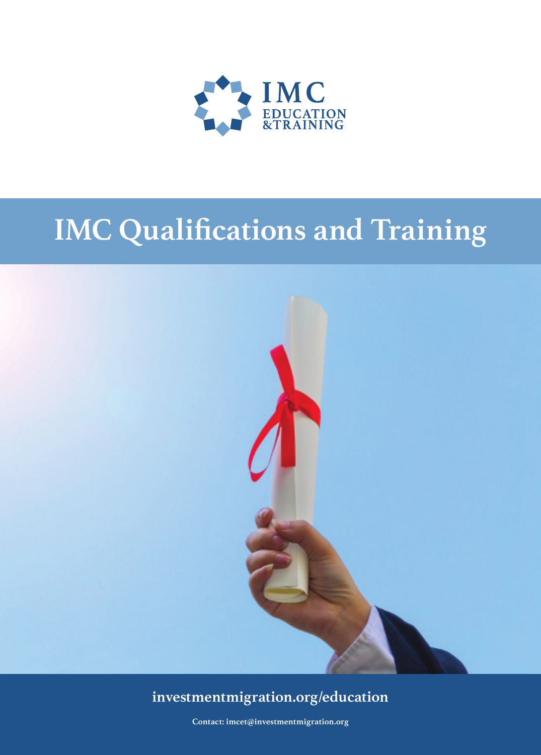IMC

EDUCATION &TRAINING

# IMC Qualifications and Training

investmentmigration.org/education

Contact: imcet@investmentmigration.org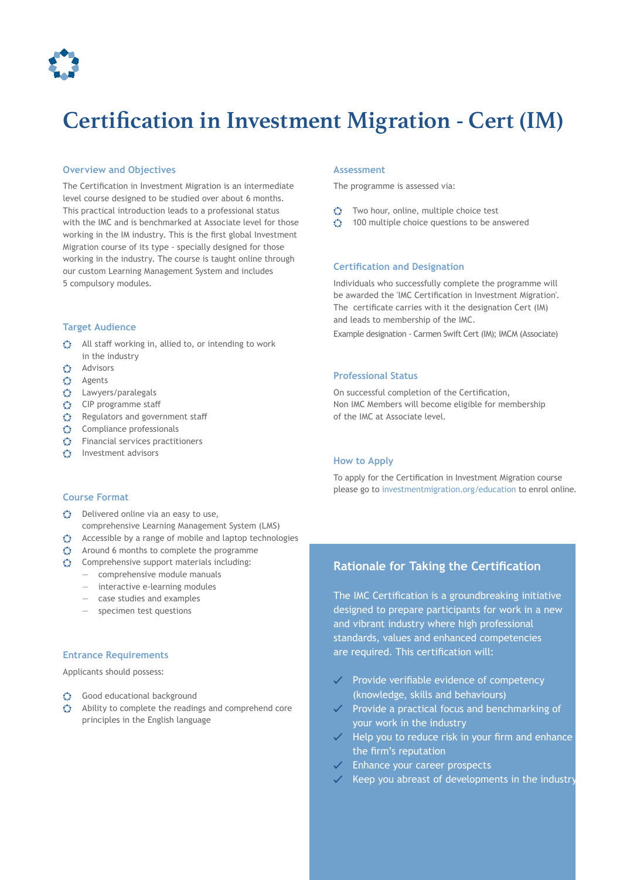# Certification in Investment Migration - Cert (IM)

## Overview and Objectives

The Certification in Investment Migration is an intermediate level course designed to be studied over about 6 months. This practical introduction leads to a professional status with the IMC and is benchmarked at Associate level for those working in the IM industry. This is the first global Investment Migration course of its type - specially designed for those working in the industry. The course is taught online through our custom Learning Management System and includes 5 compulsory modules.

## Target Audience

- All staff working in, allied to, or intending to work in the industry
- Advisors
- Agents
- Lawyers/paralegals
- CIP programme staff
- Regulators and government staff
- Compliance professionals
- Financial services practitioners
- Investment advisors

## Course Format

- Delivered online via an easy to use, comprehensive Learning Management System (LMS)
- Accessible by a range of mobile and laptop technologies
- Around 6 months to complete the programme
- Comprehensive support materials including:
  - comprehensive module manuals
  - interactive e-learning modules
  - case studies and examples
  - specimen test questions

## Entrance Requirements

Applicants should possess:

- Good educational background
- Ability to complete the readings and comprehend core principles in the English language

## Assessment

The programme is assessed via:

- Two hour, online, multiple choice test
- 100 multiple choice questions to be answered

## Certification and Designation

Individuals who successfully complete the programme will be awarded the 'IMC Certification in Investment Migration'. The certificate carries with it the designation Cert (IM) and leads to membership of the IMC.

Example designation - Carmen Swift Cert (IM); IMCM (Associate)

## Professional Status

On successful completion of the Certification, Non IMC Members will become eligible for membership of the IMC at Associate level.

## How to Apply

To apply for the Certification in Investment Migration course please go to investmentmigration.org/education to enrol online.

## Rationale for Taking the Certification

The IMC Certification is a groundbreaking initiative designed to prepare participants for work in a new and vibrant industry where high professional standards, values and enhanced competencies are required. This certification will:

- Provide verifiable evidence of competency (knowledge, skills and behaviours)
- Provide a practical focus and benchmarking of your work in the industry
- Help you to reduce risk in your firm and enhance the firm's reputation
- Enhance your career prospects
- Keep you abreast of developments in the industry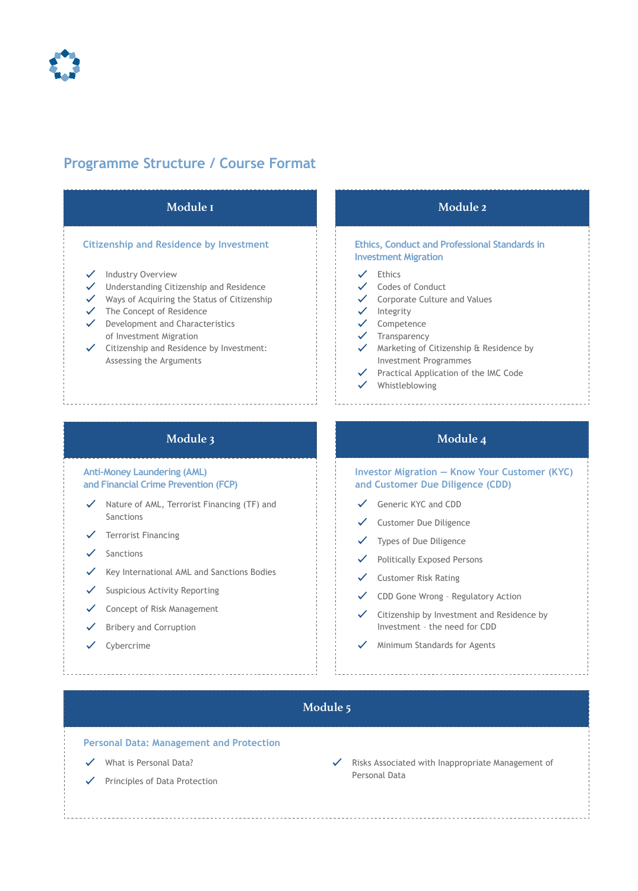## Programme Structure / Course Format

### Module 1

#### Citizenship and Residence by Investment

- Industry Overview
- Understanding Citizenship and Residence
- Ways of Acquiring the Status of Citizenship
- The Concept of Residence
- Development and Characteristics of Investment Migration
- Citizenship and Residence by Investment: Assessing the Arguments

### Module 2

#### Ethics, Conduct and Professional Standards in Investment Migration

- Ethics
- Codes of Conduct
- Corporate Culture and Values
- Integrity
- Competence
- Transparency
- Marketing of Citizenship & Residence by Investment Programmes
- Practical Application of the IMC Code
- Whistleblowing

### Module 3

#### Anti-Money Laundering (AML) and Financial Crime Prevention (FCP)

- Nature of AML, Terrorist Financing (TF) and Sanctions
- Terrorist Financing
- Sanctions
- Key International AML and Sanctions Bodies
- Suspicious Activity Reporting
- Concept of Risk Management
- Bribery and Corruption
- Cybercrime

### Module 4

#### Investor Migration — Know Your Customer (KYC) and Customer Due Diligence (CDD)

- Generic KYC and CDD
- Customer Due Diligence
- Types of Due Diligence
- Politically Exposed Persons
- Customer Risk Rating
- CDD Gone Wrong - Regulatory Action
- Citizenship by Investment and Residence by Investment - the need for CDD
- Minimum Standards for Agents

### Module 5

#### Personal Data: Management and Protection

- What is Personal Data?
- Principles of Data Protection
- Risks Associated with Inappropriate Management of Personal Data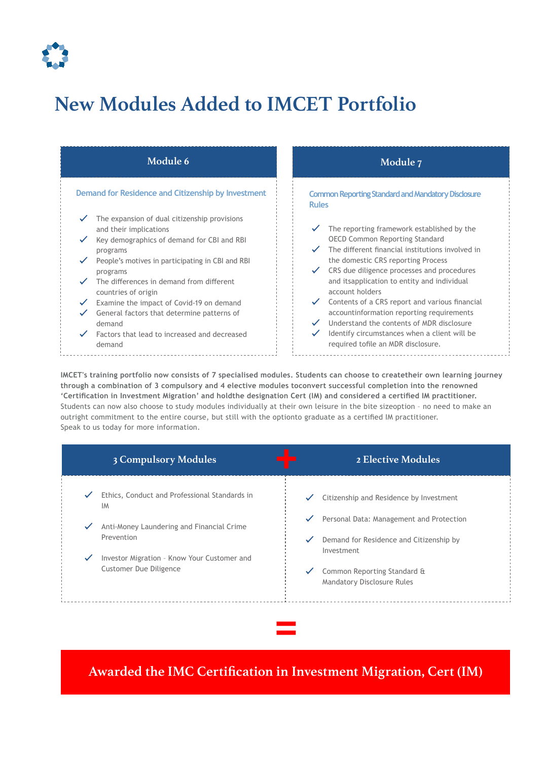# New Modules Added to IMCET Portfolio

## Module 6

### Demand for Residence and Citizenship by Investment

- ✓ The expansion of dual citizenship provisions and their implications
- ✓ Key demographics of demand for CBI and RBI programs
- ✓ People's motives in participating in CBI and RBI programs
- ✓ The differences in demand from different countries of origin
- ✓ Examine the impact of Covid-19 on demand
- ✓ General factors that determine patterns of demand
- ✓ Factors that lead to increased and decreased demand

## Module 7

### Common Reporting Standard and Mandatory Disclosure Rules

- ✓ The reporting framework established by the OECD Common Reporting Standard
- ✓ The different financial institutions involved in the domestic CRS reporting Process
- ✓ CRS due diligence processes and procedures and itsapplication to entity and individual account holders
- ✓ Contents of a CRS report and various financial accountinformation reporting requirements
- ✓ Understand the contents of MDR disclosure
- ✓ Identify circumstances when a client will be required tofile an MDR disclosure.

**IMCET's training portfolio now consists of 7 specialised modules. Students can choose to createtheir own learning journey through a combination of 3 compulsory and 4 elective modules toconvert successful completion into the renowned 'Certification in Investment Migration' and holdthe designation Cert (IM) and considered a certified IM practitioner.**
Students can now also choose to study modules individually at their own leisure in the bite sizeoption – no need to make an outright commitment to the entire course, but still with the optionto graduate as a certified IM practitioner.
Speak to us today for more information.

| 3 Compulsory Modules | + | 2 Elective Modules |
|---|---|---|
| ✓ Ethics, Conduct and Professional Standards in IM | | ✓ Citizenship and Residence by Investment |
| ✓ Anti-Money Laundering and Financial Crime Prevention | | ✓ Personal Data: Management and Protection |
| ✓ Investor Migration - Know Your Customer and Customer Due Diligence | | ✓ Demand for Residence and Citizenship by Investment |
| | | ✓ Common Reporting Standard & Mandatory Disclosure Rules |

=

**Awarded the IMC Certification in Investment Migration, Cert (IM)**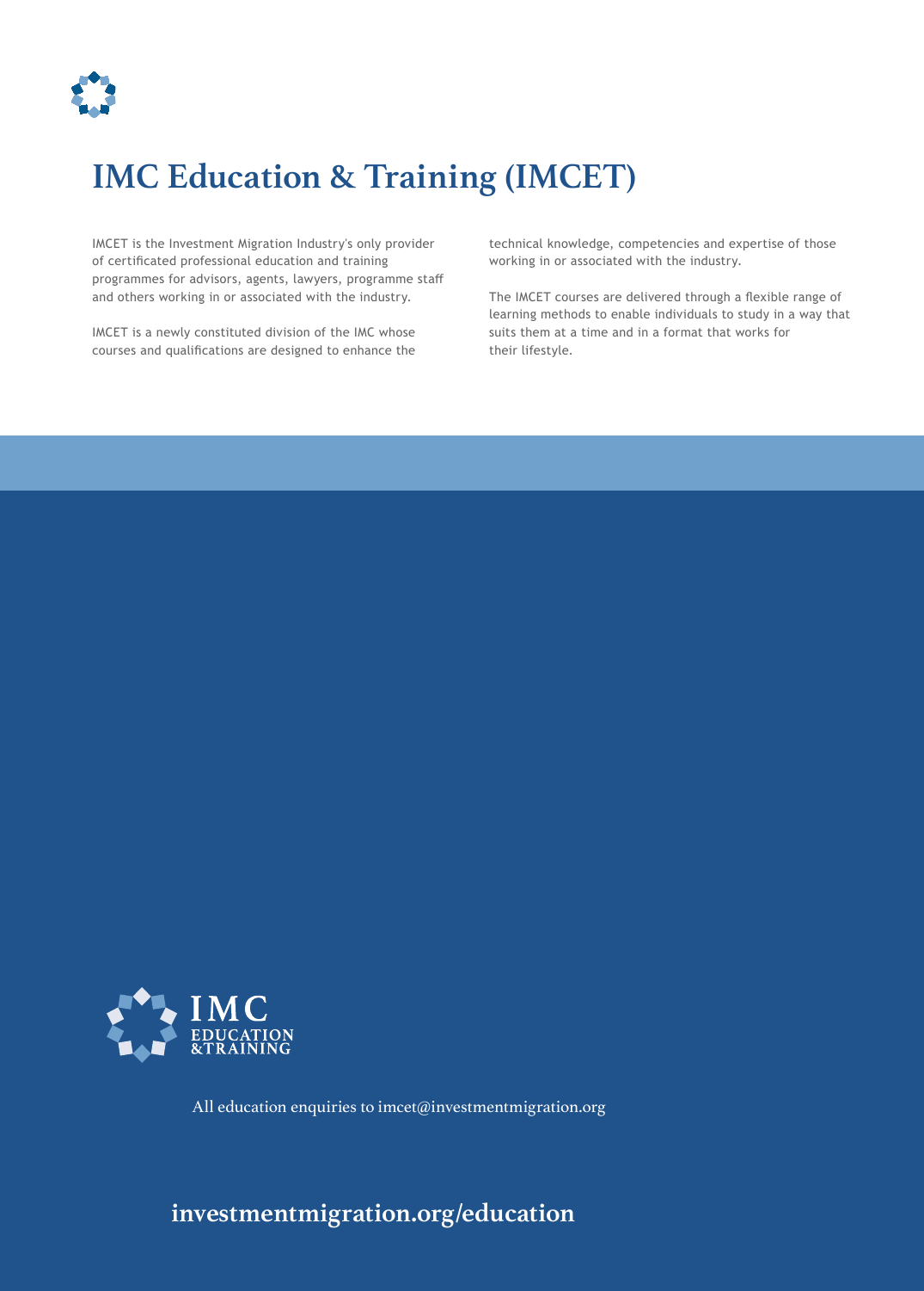# IMC Education & Training (IMCET)

IMCET is the Investment Migration Industry's only provider of certificated professional education and training programmes for advisors, agents, lawyers, programme staff and others working in or associated with the industry.

IMCET is a newly constituted division of the IMC whose courses and qualifications are designed to enhance the technical knowledge, competencies and expertise of those working in or associated with the industry.

The IMCET courses are delivered through a flexible range of learning methods to enable individuals to study in a way that suits them at a time and in a format that works for their lifestyle.

IMC
EDUCATION
&TRAINING

All education enquiries to imcet@investmentmigration.org

**investmentmigration.org/education**